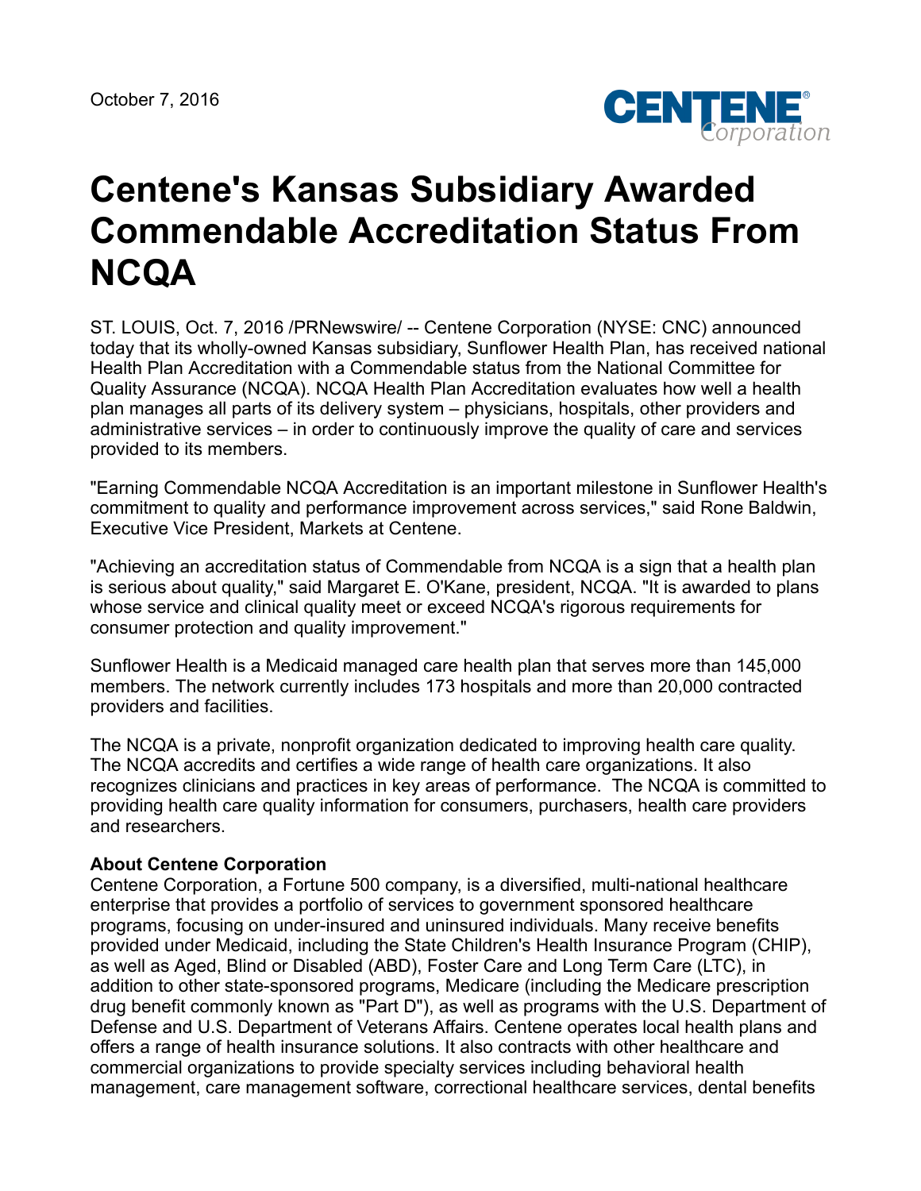October 7, 2016

# Centene's Kansas Subsidiary Awarded Commendable Accreditation Status From NCQA

ST. LOUIS, Oct. 7, 2016 /PRNewswire/ -- Centene Corporation (NYSE: CNC) announced today that its wholly-owned Kansas subsidiary, Sunflower Health Plan, has received national Health Plan Accreditation with a Commendable status from the National Committee for Quality Assurance (NCQA). NCQA Health Plan Accreditation evaluates how well a health plan manages all parts of its delivery system – physicians, hospitals, other providers and administrative services – in order to continuously improve the quality of care and services provided to its members.

"Earning Commendable NCQA Accreditation is an important milestone in Sunflower Health's commitment to quality and performance improvement across services," said Rone Baldwin, Executive Vice President, Markets at Centene.

"Achieving an accreditation status of Commendable from NCQA is a sign that a health plan is serious about quality," said Margaret E. O'Kane, president, NCQA. "It is awarded to plans whose service and clinical quality meet or exceed NCQA's rigorous requirements for consumer protection and quality improvement."

Sunflower Health is a Medicaid managed care health plan that serves more than 145,000 members. The network currently includes 173 hospitals and more than 20,000 contracted providers and facilities.

The NCQA is a private, nonprofit organization dedicated to improving health care quality. The NCQA accredits and certifies a wide range of health care organizations. It also recognizes clinicians and practices in key areas of performance. The NCQA is committed to providing health care quality information for consumers, purchasers, health care providers and researchers.

**About Centene Corporation**

Centene Corporation, a Fortune 500 company, is a diversified, multi-national healthcare enterprise that provides a portfolio of services to government sponsored healthcare programs, focusing on under-insured and uninsured individuals. Many receive benefits provided under Medicaid, including the State Children's Health Insurance Program (CHIP), as well as Aged, Blind or Disabled (ABD), Foster Care and Long Term Care (LTC), in addition to other state-sponsored programs, Medicare (including the Medicare prescription drug benefit commonly known as "Part D"), as well as programs with the U.S. Department of Defense and U.S. Department of Veterans Affairs. Centene operates local health plans and offers a range of health insurance solutions. It also contracts with other healthcare and commercial organizations to provide specialty services including behavioral health management, care management software, correctional healthcare services, dental benefits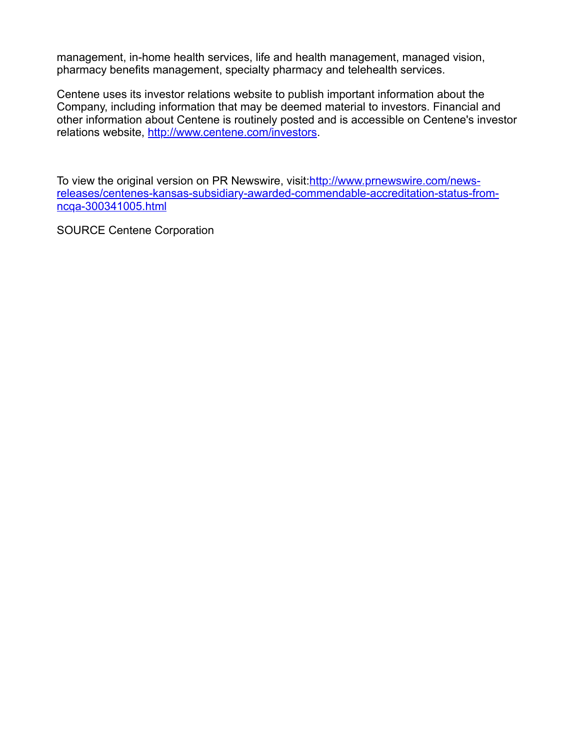management, in-home health services, life and health management, managed vision, pharmacy benefits management, specialty pharmacy and telehealth services.

Centene uses its investor relations website to publish important information about the Company, including information that may be deemed material to investors. Financial and other information about Centene is routinely posted and is accessible on Centene's investor relations website, [http://www.centene.com/investors](http://www.centene.com/investors).

To view the original version on PR Newswire, visit:[http://www.prnewswire.com/news-releases/centenes-kansas-subsidiary-awarded-commendable-accreditation-status-from-ncqa-300341005.html](http://www.prnewswire.com/news-releases/centenes-kansas-subsidiary-awarded-commendable-accreditation-status-from-ncqa-300341005.html)

SOURCE Centene Corporation